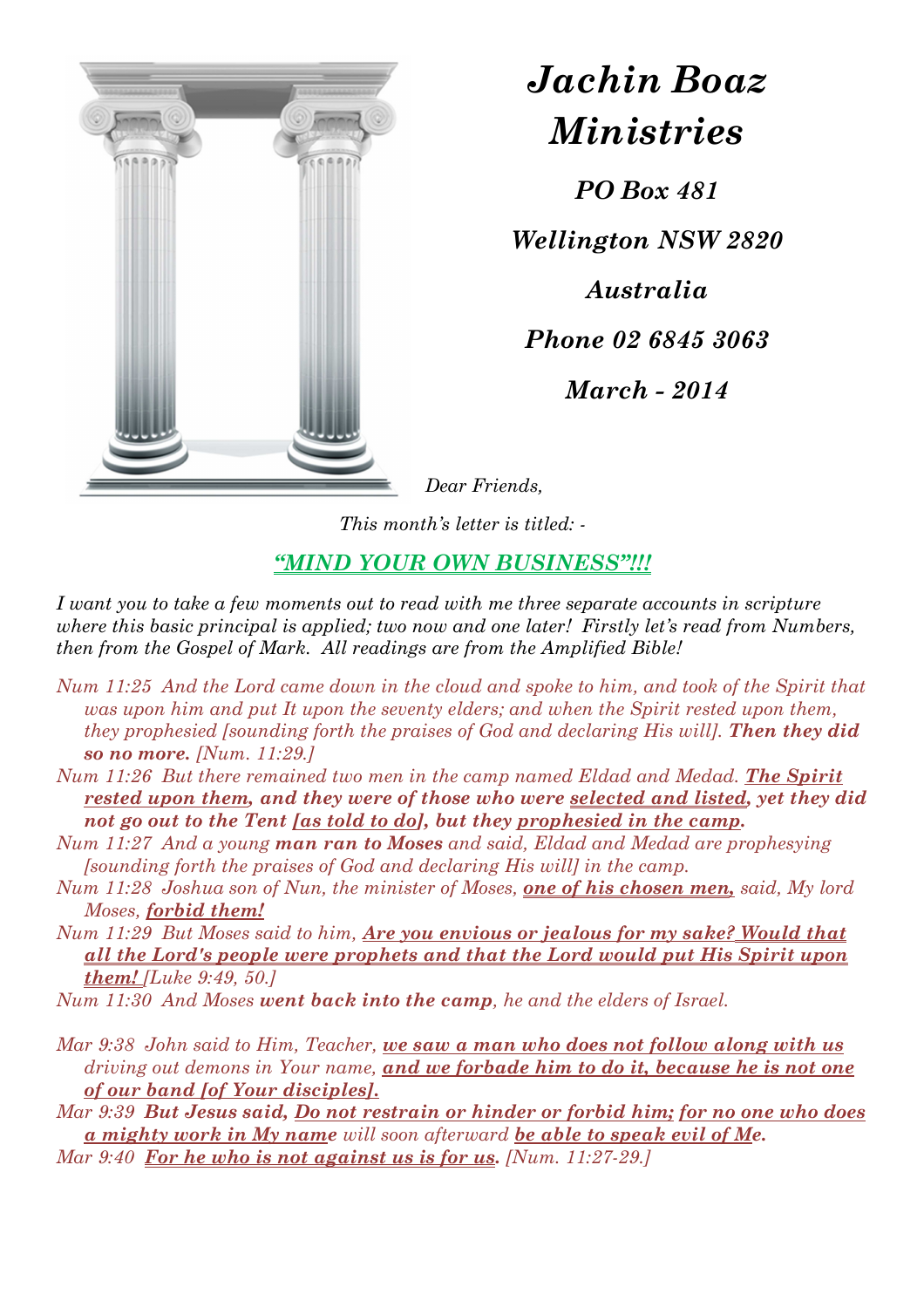# *Jachin Boaz Ministries*

***PO Box 481***

***Wellington NSW 2820***

***Australia***

***Phone 02 6845 3063***

***March - 2014***

*Dear Friends,*

*This month's letter is titled: -*

## ***"MIND YOUR OWN BUSINESS"!!!***

*I want you to take a few moments out to read with me three separate accounts in scripture where this basic principal is applied; two now and one later! Firstly let's read from Numbers, then from the Gospel of Mark. All readings are from the Amplified Bible!*

*Num 11:25 And the Lord came down in the cloud and spoke to him, and took of the Spirit that was upon him and put It upon the seventy elders; and when the Spirit rested upon them, they prophesied [sounding forth the praises of God and declaring His will].* ***Then they did so no more.*** *[Num. 11:29.]*

*Num 11:26 But there remained two men in the camp named Eldad and Medad.* ***The Spirit rested upon them, and they were of those who were selected and listed, yet they did not go out to the Tent [as told to do], but they prophesied in the camp.***

*Num 11:27 And a young* ***man ran to Moses*** *and said, Eldad and Medad are prophesying [sounding forth the praises of God and declaring His will] in the camp.*

*Num 11:28 Joshua son of Nun, the minister of Moses,* ***one of his chosen men,*** *said, My lord Moses,* ***forbid them!***

*Num 11:29 But Moses said to him,* ***Are you envious or jealous for my sake? Would that all the Lord's people were prophets and that the Lord would put His Spirit upon them!*** *[Luke 9:49, 50.]*

*Num 11:30 And Moses* ***went back into the camp****, he and the elders of Israel.*

*Mar 9:38 John said to Him, Teacher,* ***we saw a man who does not follow along with us*** *driving out demons in Your name,* ***and we forbade him to do it, because he is not one of our band [of Your disciples].***

*Mar 9:39* ***But Jesus said, Do not restrain or hinder or forbid him; for no one who does a mighty work in My name*** *will soon afterward* ***be able to speak evil of Me.***

*Mar 9:40* ***For he who is not against us is for us.*** *[Num. 11:27-29.]*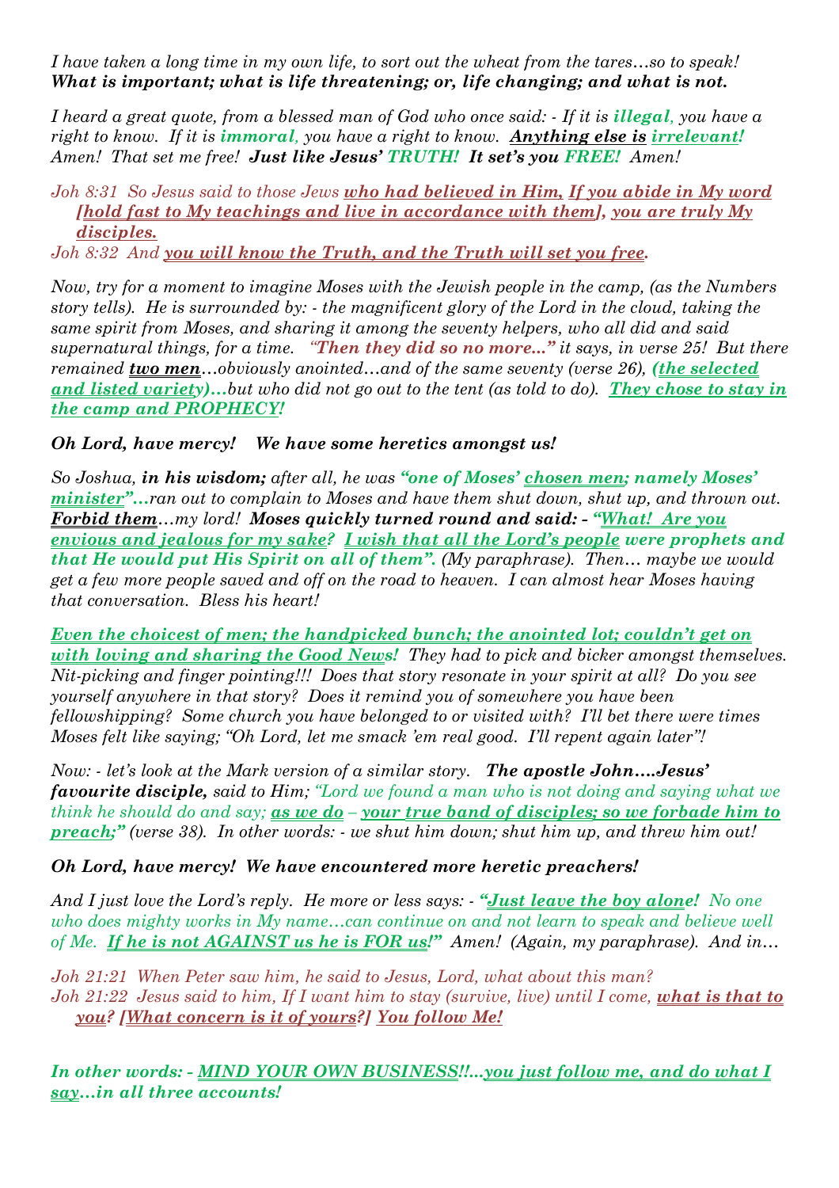*I have taken a long time in my own life, to sort out the wheat from the tares…so to speak!* ***What is important; what is life threatening; or, life changing; and what is not.***

*I heard a great quote, from a blessed man of God who once said: - If it is* ***illegal****, you have a right to know. If it is* ***immoral****, you have a right to know.* ***Anything else is irrelevant!*** *Amen! That set me free!* ***Just like Jesus' TRUTH! It set's you FREE!*** *Amen!*

*Joh 8:31 So Jesus said to those Jews* ***who had believed in Him, If you abide in My word [hold fast to My teachings and live in accordance with them], you are truly My disciples.***
*Joh 8:32 And* ***you will know the Truth, and the Truth will set you free.***

*Now, try for a moment to imagine Moses with the Jewish people in the camp, (as the Numbers story tells). He is surrounded by: - the magnificent glory of the Lord in the cloud, taking the same spirit from Moses, and sharing it among the seventy helpers, who all did and said supernatural things, for a time.* ***"Then they did so no more…"*** *it says, in verse 25! But there remained* ***two men****…obviously anointed…and of the same seventy (verse 26),* ***(the selected and listed variety)…****but who did not go out to the tent (as told to do).* ***They chose to stay in the camp and PROPHECY!***

***Oh Lord, have mercy! We have some heretics amongst us!***

*So Joshua,* ***in his wisdom;*** *after all, he was* ***"one of Moses' chosen men; namely Moses' minister"…****ran out to complain to Moses and have them shut down, shut up, and thrown out.* ***Forbid them****…my lord!* ***Moses quickly turned round and said: - "What! Are you envious and jealous for my sake? I wish that all the Lord's people were prophets and that He would put His Spirit on all of them".*** *(My paraphrase). Then… maybe we would get a few more people saved and off on the road to heaven. I can almost hear Moses having that conversation. Bless his heart!*

***Even the choicest of men; the handpicked bunch; the anointed lot; couldn't get on with loving and sharing the Good News!*** *They had to pick and bicker amongst themselves. Nit-picking and finger pointing!!! Does that story resonate in your spirit at all? Do you see yourself anywhere in that story? Does it remind you of somewhere you have been fellowshipping? Some church you have belonged to or visited with? I'll bet there were times Moses felt like saying; "Oh Lord, let me smack 'em real good. I'll repent again later"!*

*Now: - let's look at the Mark version of a similar story.* ***The apostle John….Jesus' favourite disciple,*** *said to Him; "Lord we found a man who is not doing and saying what we think he should do and say;* ***as we do – your true band of disciples; so we forbade him to preach;"*** *(verse 38). In other words: - we shut him down; shut him up, and threw him out!*

***Oh Lord, have mercy! We have encountered more heretic preachers!***

*And I just love the Lord's reply. He more or less says: -* ***"Just leave the boy alone!*** *No one who does mighty works in My name…can continue on and not learn to speak and believe well of Me.* ***If he is not AGAINST us he is FOR us!"*** *Amen! (Again, my paraphrase). And in…*

*Joh 21:21 When Peter saw him, he said to Jesus, Lord, what about this man?*
*Joh 21:22 Jesus said to him, If I want him to stay (survive, live) until I come,* ***what is that to you? [What concern is it of yours?] You follow Me!***

***In other words: - MIND YOUR OWN BUSINESS!!…you just follow me, and do what I say…in all three accounts!***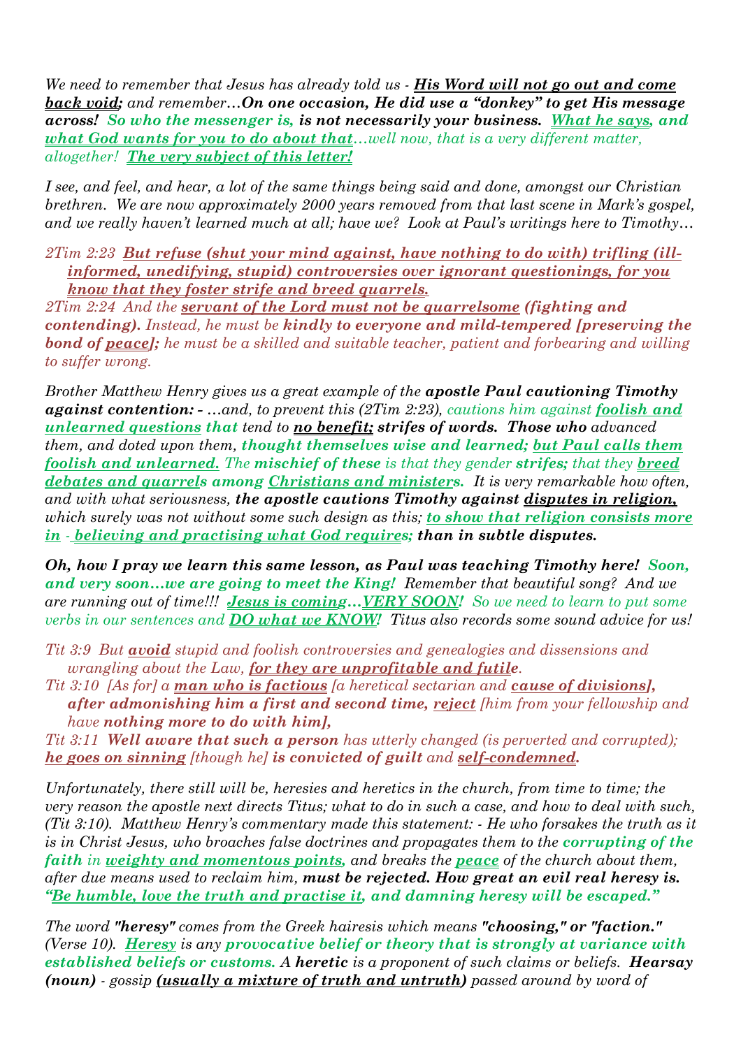*We need to remember that Jesus has already told us - **His Word will not go out and come back void;** and remember…**On one occasion, He did use a "donkey" to get His message across! So who the messenger is, is not necessarily your business. What he says, and what God wants for you to do about that**…well now, that is a very different matter, altogether! **The very subject of this letter!***

*I see, and feel, and hear, a lot of the same things being said and done, amongst our Christian brethren. We are now approximately 2000 years removed from that last scene in Mark's gospel, and we really haven't learned much at all; have we? Look at Paul's writings here to Timothy…*

*2Tim 2:23 **But refuse (shut your mind against, have nothing to do with) trifling (ill-informed, unedifying, stupid) controversies over ignorant questionings, for you know that they foster strife and breed quarrels.***
*2Tim 2:24 And the **servant of the Lord must not be quarrelsome (fighting and contending).** Instead, he must be **kindly to everyone and mild-tempered [preserving the bond of peace];** he must be a skilled and suitable teacher, patient and forbearing and willing to suffer wrong.*

*Brother Matthew Henry gives us a great example of the **apostle Paul cautioning Timothy against contention: -** …and, to prevent this (2Tim 2:23), cautions him against **foolish and unlearned questions** that tend to **no benefit; strifes of words. Those who** advanced them, and doted upon them, **thought themselves wise and learned; but Paul calls them foolish and unlearned.** The **mischief of these** is that they gender **strifes;** that they **breed debates and quarrels among Christians and ministers.** It is very remarkable how often, and with what seriousness, **the apostle cautions Timothy against disputes in religion,** which surely was not without some such design as this; **to show that religion consists more in - believing and practising what God requires; than in subtle disputes.***

***Oh, how I pray we learn this same lesson, as Paul was teaching Timothy here! Soon, and very soon…we are going to meet the King!** Remember that beautiful song? And we are running out of time!!! **Jesus is coming…VERY SOON!** So we need to learn to put some verbs in our sentences and **DO what we KNOW!** Titus also records some sound advice for us!*

*Tit 3:9 But **avoid** stupid and foolish controversies and genealogies and dissensions and wrangling about the Law, **for they are unprofitable and futile**.*
*Tit 3:10 [As for] a **man who is factious** [a heretical sectarian and **cause of divisions], after admonishing him a first and second time, reject** [him from your fellowship and have **nothing more to do with him],***
*Tit 3:11 **Well aware that such a person** has utterly changed (is perverted and corrupted); **he goes on sinning** [though he] **is convicted of guilt** and **self-condemned**.*

*Unfortunately, there still will be, heresies and heretics in the church, from time to time; the very reason the apostle next directs Titus; what to do in such a case, and how to deal with such, (Tit 3:10). Matthew Henry's commentary made this statement: - He who forsakes the truth as it is in Christ Jesus, who broaches false doctrines and propagates them to the **corrupting of the faith** in **weighty and momentous points,** and breaks the **peace** of the church about them, after due means used to reclaim him, **must be rejected. How great an evil real heresy is. "Be humble, love the truth and practise it, and damning heresy will be escaped."***

*The word **"heresy"** comes from the Greek hairesis which means **"choosing," or "faction."** (Verse 10). **Heresy** is any **provocative belief or theory that is strongly at variance with established beliefs or customs.** A **heretic** is a proponent of such claims or beliefs. **Hearsay (noun)** - gossip **(usually a mixture of truth and untruth)** passed around by word of*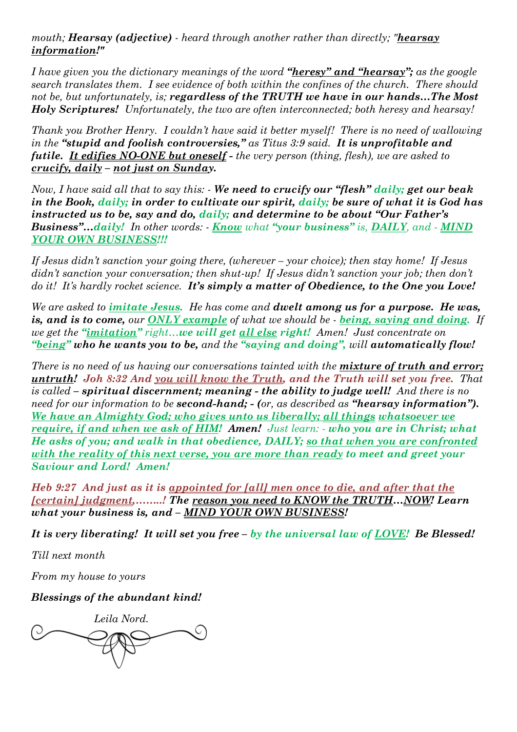*mouth;* ***Hearsay (adjective)*** *- heard through another rather than directly; "**hearsay information!**"*

*I have given you the dictionary meanings of the word **"heresy" and "hearsay";** as the google search translates them. I see evidence of both within the confines of the church. There should not be, but unfortunately, is; **regardless of the TRUTH we have in our hands…The Most Holy Scriptures!** Unfortunately, the two are often interconnected; both heresy and hearsay!*

*Thank you Brother Henry. I couldn't have said it better myself! There is no need of wallowing in the **"stupid and foolish controversies,"** as Titus 3:9 said. **It is unprofitable and futile. It edifies NO-ONE but oneself** - the very person (thing, flesh), we are asked to **crucify, daily – not just on Sunday.***

*Now, I have said all that to say this: - **We need to crucify our "flesh" daily; get our beak in the Book, daily; in order to cultivate our spirit, daily; be sure of what it is God has instructed us to be, say and do, daily; and determine to be about "Our Father's Business"…daily!** In other words: - **Know** what **"your business"** is, **DAILY**, and - **MIND YOUR OWN BUSINESS!!!***

*If Jesus didn't sanction your going there, (wherever – your choice); then stay home! If Jesus didn't sanction your conversation; then shut-up! If Jesus didn't sanction your job; then don't do it! It's hardly rocket science. **It's simply a matter of Obedience, to the One you Love!***

*We are asked to **imitate Jesus.** He has come and **dwelt among us for a purpose. He was, is, and is to come,** our **ONLY example** of what we should be - **being, saying and doing.** If we get the **"imitation"** right…**we will get all else right!** Amen! Just concentrate on **"being" who he wants you to be,** and the **"saying and doing",** will **automatically flow!***

*There is no need of us having our conversations tainted with the **mixture of truth and error; untruth!** **Joh 8:32 And you will know the Truth, and the Truth will set you free.** That is called – **spiritual discernment; meaning - the ability to judge well!** And there is no need for our information to be **second-hand; - (**or, as described as **"hearsay information").** **We have an Almighty God; who gives unto us liberally; all things whatsoever we require, if and when we ask of HIM!** **Amen!** Just learn: - **who you are in Christ; what He asks of you; and walk in that obedience, DAILY; so that when you are confronted with the reality of this next verse, you are more than ready to meet and greet your Saviour and Lord! Amen!***

***Heb 9:27 And just as it is appointed for [all] men once to die, and after that the [certain] judgment,……..! The reason you need to KNOW the TRUTH…NOW! Learn what your business is, and – MIND YOUR OWN BUSINESS!***

***It is very liberating! It will set you free – by the universal law of LOVE! Be Blessed!***

*Till next month*

*From my house to yours*

***Blessings of the abundant kind!***

*Leila Nord.*